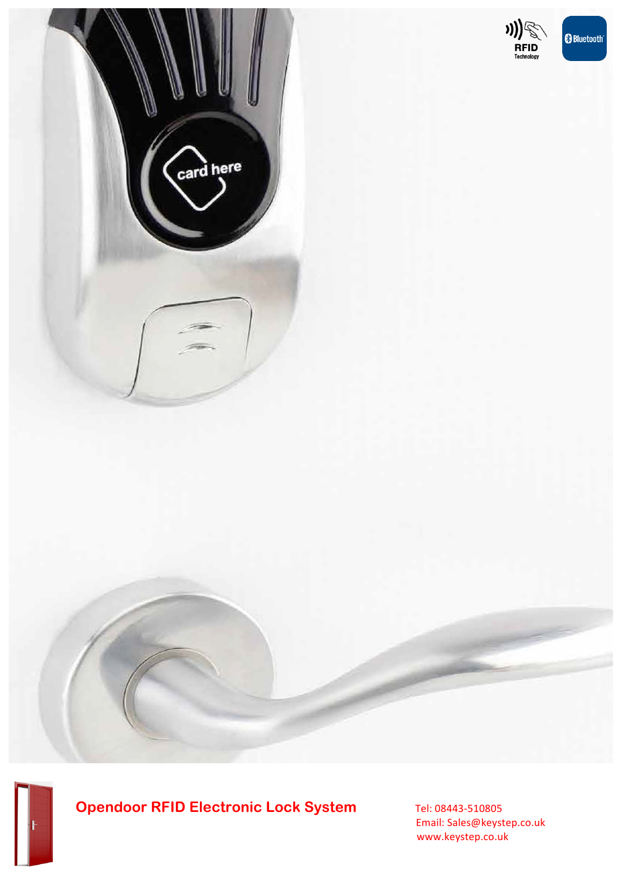# Opendoor RFID Electronic Lock System

Tel: 08443-510805
Email: Sales@keystep.co.uk
www.keystep.co.uk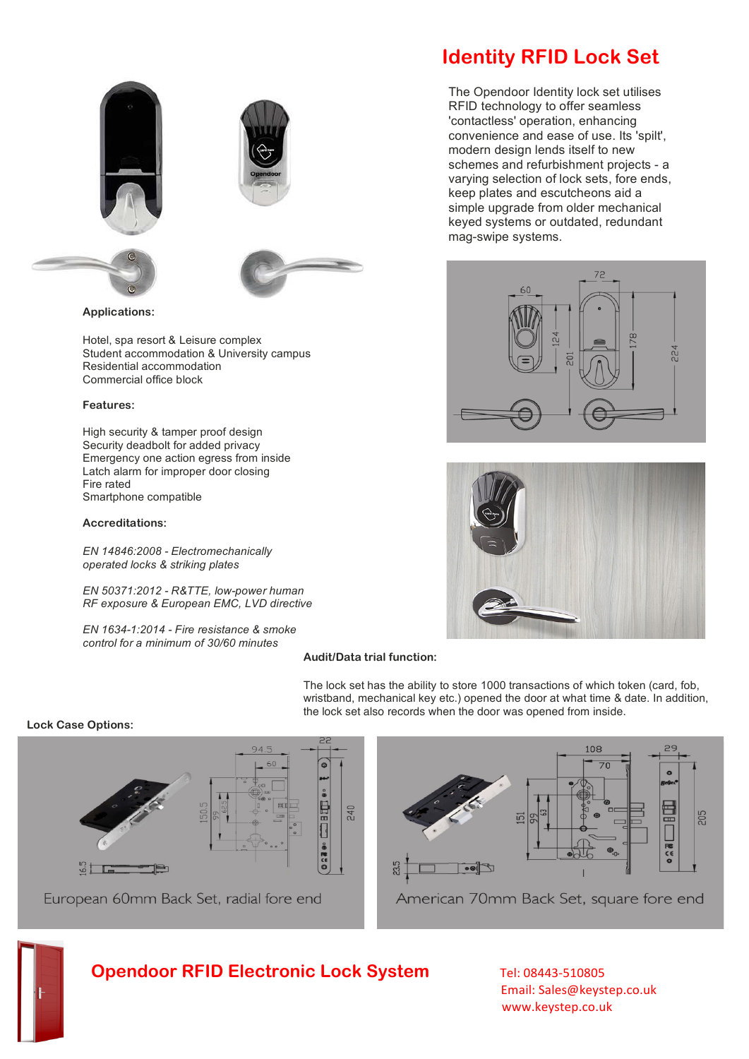# Identity RFID Lock Set

The Opendoor Identity lock set utilises RFID technology to offer seamless 'contactless' operation, enhancing convenience and ease of use. Its 'spilt', modern design lends itself to new schemes and refurbishment projects - a varying selection of lock sets, fore ends, keep plates and escutcheons aid a simple upgrade from older mechanical keyed systems or outdated, redundant mag-swipe systems.

**Applications:**

Hotel, spa resort & Leisure complex
Student accommodation & University campus
Residential accommodation
Commercial office block

**Features:**

High security & tamper proof design
Security deadbolt for added privacy
Emergency one action egress from inside
Latch alarm for improper door closing
Fire rated
Smartphone compatible

**Accreditations:**

*EN 14846:2008 - Electromechanically operated locks & striking plates*

*EN 50371:2012 - R&TTE, low-power human RF exposure & European EMC, LVD directive*

*EN 1634-1:2014 - Fire resistance & smoke control for a minimum of 30/60 minutes*

**Audit/Data trial function:**

The lock set has the ability to store 1000 transactions of which token (card, fob, wristband, mechanical key etc.) opened the door at what time & date. In addition, the lock set also records when the door was opened from inside.

**Lock Case Options:**

European 60mm Back Set, radial fore end

American 70mm Back Set, square fore end

## Opendoor RFID Electronic Lock System

Tel: 08443-510805
Email: Sales@keystep.co.uk
www.keystep.co.uk